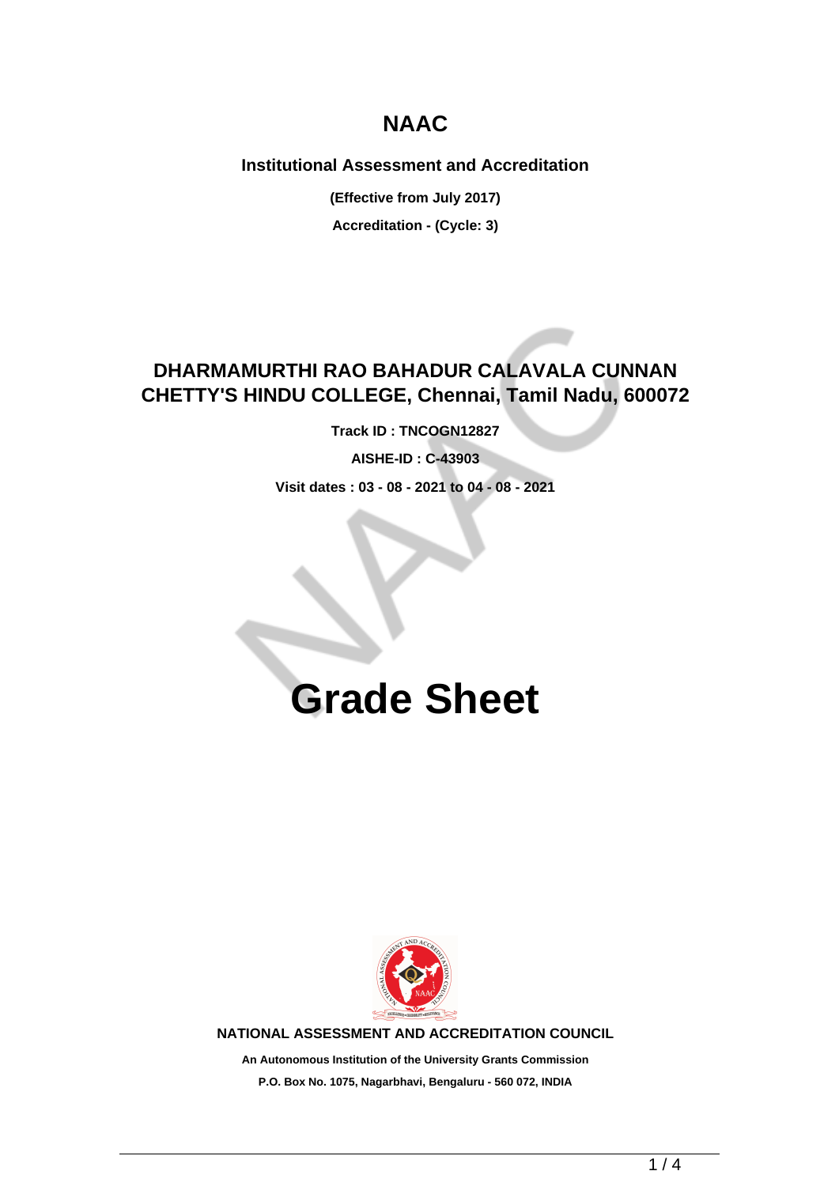# NAAC

**Institutional Assessment and Accreditation**

**(Effective from July 2017)**

**Accreditation - (Cycle: 3)**

## DHARMAMURTHI RAO BAHADUR CALAVALA CUNNAN CHETTY'S HINDU COLLEGE, Chennai, Tamil Nadu, 600072

**Track ID : TNCOGN12827**

**AISHE-ID : C-43903**

**Visit dates : 03 - 08 - 2021 to 04 - 08 - 2021**

# Grade Sheet

**NATIONAL ASSESSMENT AND ACCREDITATION COUNCIL**

**An Autonomous Institution of the University Grants Commission**

**P.O. Box No. 1075, Nagarbhavi, Bengaluru - 560 072, INDIA**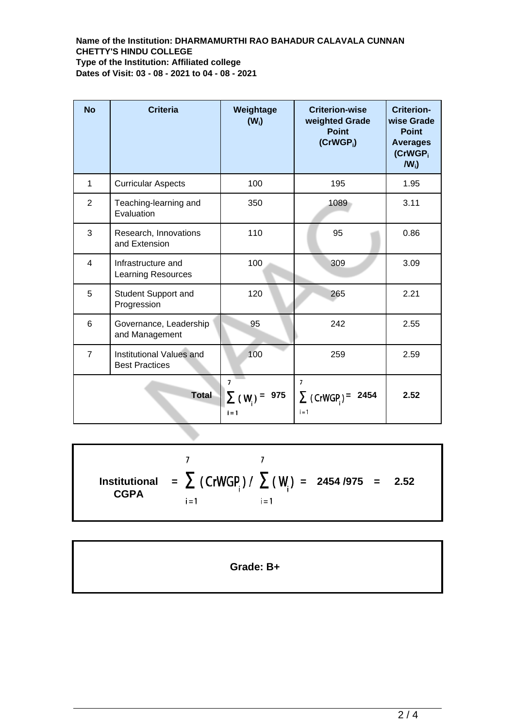**Name of the Institution: DHARMAMURTHI RAO BAHADUR CALAVALA CUNNAN CHETTY'S HINDU COLLEGE**
**Type of the Institution: Affiliated college**
**Dates of Visit: 03 - 08 - 2021 to 04 - 08 - 2021**

| No | Criteria | Weightage ($W_i$) | Criterion-wise weighted Grade Point ($CrWGP_i$) | Criterion-wise Grade Point Averages ($CrWGP_i / W_i$) |
|---|---|---|---|---|
| 1 | Curricular Aspects | 100 | 195 | 1.95 |
| 2 | Teaching-learning and Evaluation | 350 | 1089 | 3.11 |
| 3 | Research, Innovations and Extension | 110 | 95 | 0.86 |
| 4 | Infrastructure and Learning Resources | 100 | 309 | 3.09 |
| 5 | Student Support and Progression | 120 | 265 | 2.21 |
| 6 | Governance, Leadership and Management | 95 | 242 | 2.55 |
| 7 | Institutional Values and Best Practices | 100 | 259 | 2.59 |
| | **Total** | $\sum_{i=1}^{7} (W_i) =$ **975** | $\sum_{i=1}^{7} (CrWGP_i) =$ **2454** | **2.52** |

$$\textbf{Institutional CGPA} = \sum_{i=1}^{7} (CrWGP_i) \Big/ \sum_{i=1}^{7} (W_i) = \textbf{2454 /975} = \textbf{2.52}$$

**Grade: B+**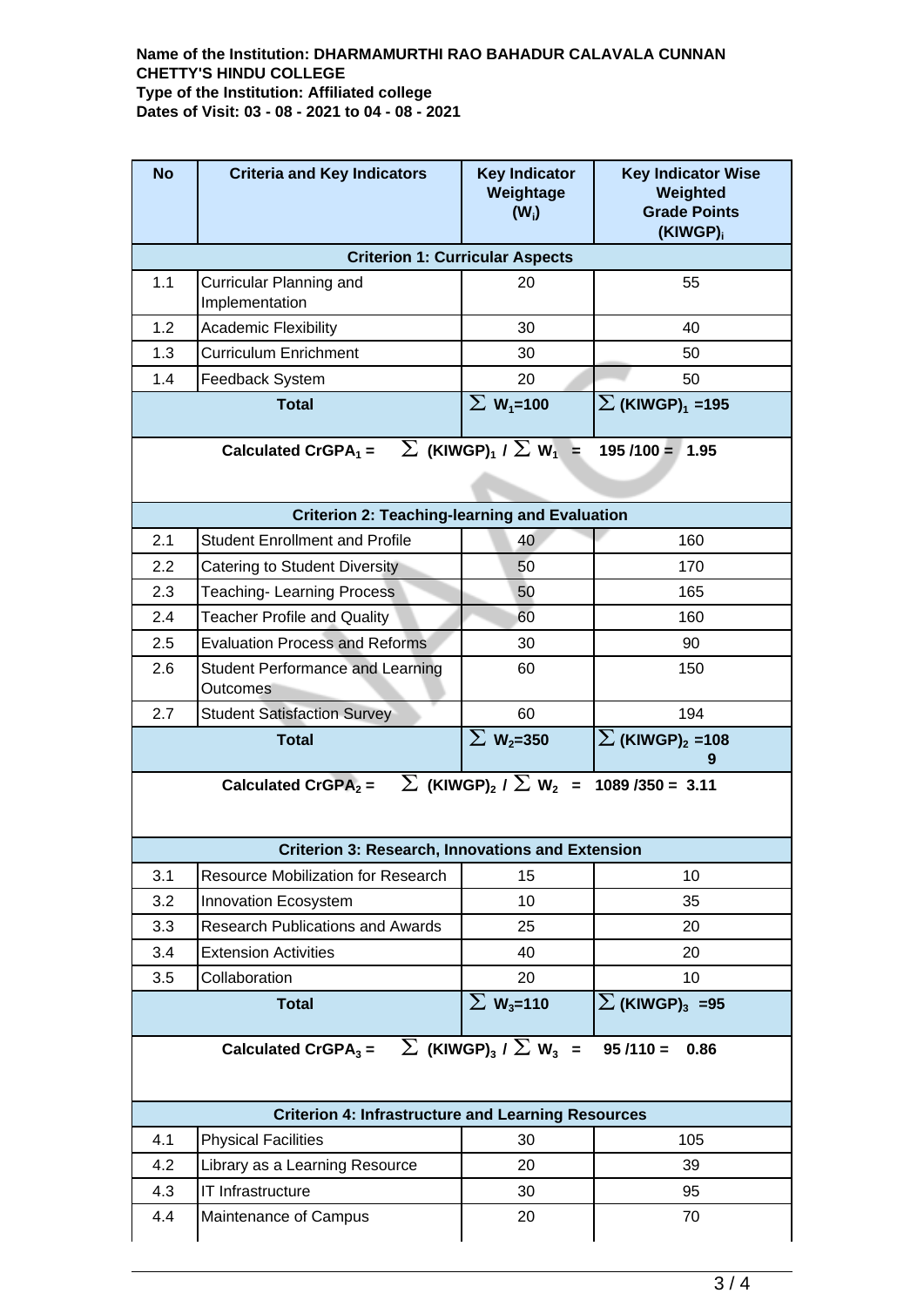**Name of the Institution: DHARMAMURTHI RAO BAHADUR CALAVALA CUNNAN CHETTY'S HINDU COLLEGE**
**Type of the Institution: Affiliated college**
**Dates of Visit: 03 - 08 - 2021 to 04 - 08 - 2021**

| No | Criteria and Key Indicators | Key Indicator Weightage ($W_i$) | Key Indicator Wise Weighted Grade Points $(KIWGP)_i$ |
|---|---|---|---|
| **Criterion 1: Curricular Aspects** | | | |
| 1.1 | Curricular Planning and Implementation | 20 | 55 |
| 1.2 | Academic Flexibility | 30 | 40 |
| 1.3 | Curriculum Enrichment | 30 | 50 |
| 1.4 | Feedback System | 20 | 50 |
| | **Total** | $\sum W_1=100$ | $\sum (KIWGP)_1 =195$ |
| | **Calculated $CrGPA_1$ =** $\sum (KIWGP)_1 / \sum W_1$ = 195 /100 = 1.95 | | |
| **Criterion 2: Teaching-learning and Evaluation** | | | |
| 2.1 | Student Enrollment and Profile | 40 | 160 |
| 2.2 | Catering to Student Diversity | 50 | 170 |
| 2.3 | Teaching- Learning Process | 50 | 165 |
| 2.4 | Teacher Profile and Quality | 60 | 160 |
| 2.5 | Evaluation Process and Reforms | 30 | 90 |
| 2.6 | Student Performance and Learning Outcomes | 60 | 150 |
| 2.7 | Student Satisfaction Survey | 60 | 194 |
| | **Total** | $\sum W_2=350$ | $\sum (KIWGP)_2 =1089$ |
| | **Calculated $CrGPA_2$ =** $\sum (KIWGP)_2 / \sum W_2$ = 1089 /350 = 3.11 | | |
| **Criterion 3: Research, Innovations and Extension** | | | |
| 3.1 | Resource Mobilization for Research | 15 | 10 |
| 3.2 | Innovation Ecosystem | 10 | 35 |
| 3.3 | Research Publications and Awards | 25 | 20 |
| 3.4 | Extension Activities | 40 | 20 |
| 3.5 | Collaboration | 20 | 10 |
| | **Total** | $\sum W_3=110$ | $\sum (KIWGP)_3 =95$ |
| | **Calculated $CrGPA_3$ =** $\sum (KIWGP)_3 / \sum W_3$ = 95 /110 = 0.86 | | |
| **Criterion 4: Infrastructure and Learning Resources** | | | |
| 4.1 | Physical Facilities | 30 | 105 |
| 4.2 | Library as a Learning Resource | 20 | 39 |
| 4.3 | IT Infrastructure | 30 | 95 |
| 4.4 | Maintenance of Campus | 20 | 70 |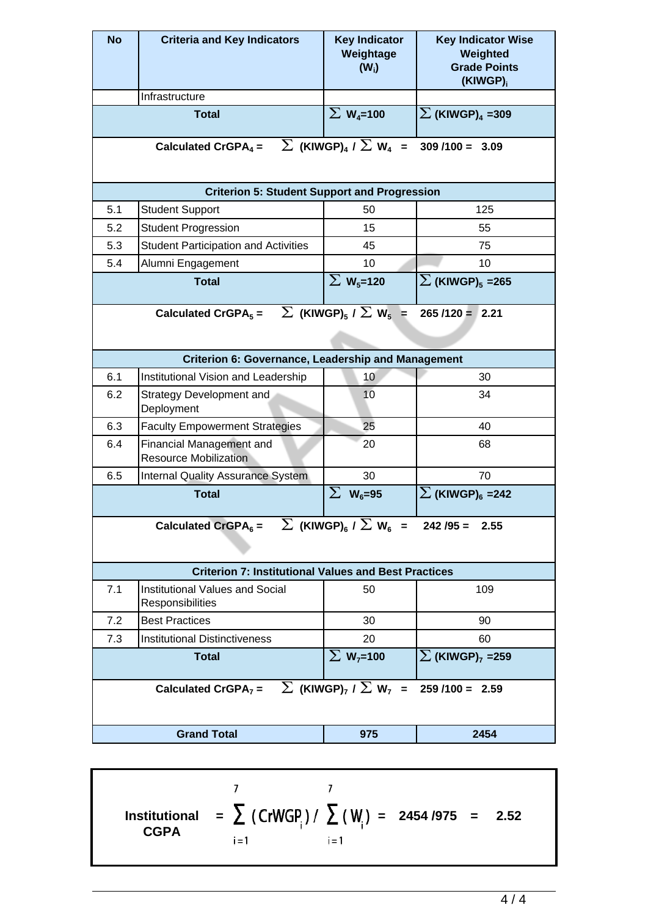| No | Criteria and Key Indicators | Key Indicator Weightage ($W_i$) | Key Indicator Wise Weighted Grade Points $(KIWGP)_i$ |
|---|---|---|---|
| | Infrastructure | | |
| | **Total** | $\sum W_4$=100 | $\sum (KIWGP)_4$ =309 |
| | **Calculated $CrGPA_4$ = $\sum (KIWGP)_4 / \sum W_4$ = 309 /100 = 3.09** | | |
| | **Criterion 5: Student Support and Progression** | | |
| 5.1 | Student Support | 50 | 125 |
| 5.2 | Student Progression | 15 | 55 |
| 5.3 | Student Participation and Activities | 45 | 75 |
| 5.4 | Alumni Engagement | 10 | 10 |
| | **Total** | $\sum W_5$=120 | $\sum (KIWGP)_5$ =265 |
| | **Calculated $CrGPA_5$ = $\sum (KIWGP)_5 / \sum W_5$ = 265 /120 = 2.21** | | |
| | **Criterion 6: Governance, Leadership and Management** | | |
| 6.1 | Institutional Vision and Leadership | 10 | 30 |
| 6.2 | Strategy Development and Deployment | 10 | 34 |
| 6.3 | Faculty Empowerment Strategies | 25 | 40 |
| 6.4 | Financial Management and Resource Mobilization | 20 | 68 |
| 6.5 | Internal Quality Assurance System | 30 | 70 |
| | **Total** | $\sum W_6$=95 | $\sum (KIWGP)_6$ =242 |
| | **Calculated $CrGPA_6$ = $\sum (KIWGP)_6 / \sum W_6$ = 242 /95 = 2.55** | | |
| | **Criterion 7: Institutional Values and Best Practices** | | |
| 7.1 | Institutional Values and Social Responsibilities | 50 | 109 |
| 7.2 | Best Practices | 30 | 90 |
| 7.3 | Institutional Distinctiveness | 20 | 60 |
| | **Total** | $\sum W_7$=100 | $\sum (KIWGP)_7$ =259 |
| | **Calculated $CrGPA_7$ = $\sum (KIWGP)_7 / \sum W_7$ = 259 /100 = 2.59** | | |
| | **Grand Total** | **975** | **2454** |

**Institutional CGPA** $= \sum_{i=1}^{7} (CrWGP_i) / \sum_{i=1}^{7} (W_i)$ = **2454 /975 = 2.52**